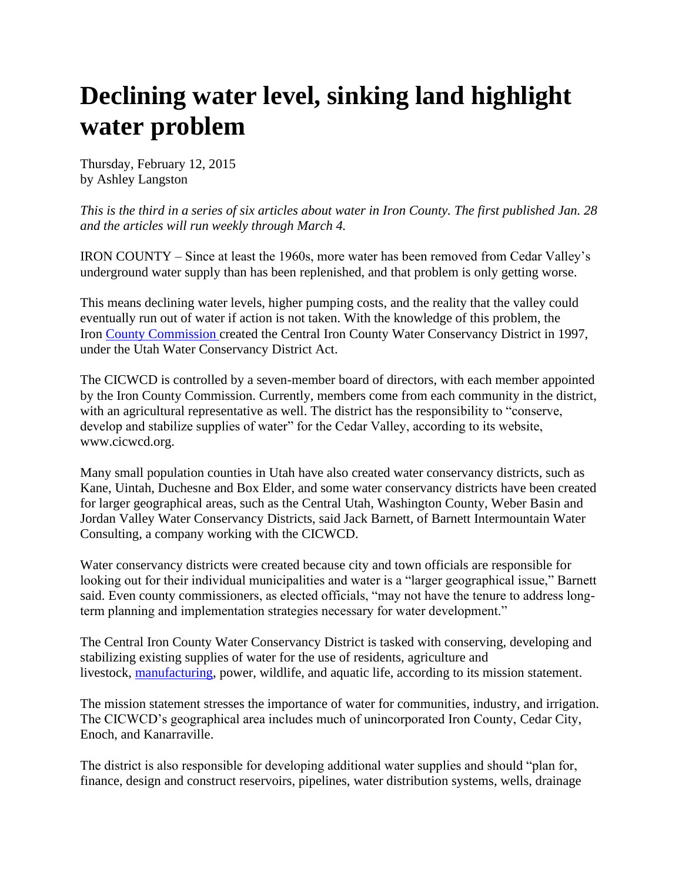# Declining water level, sinking land highlight water problem

Thursday, February 12, 2015
by Ashley Langston

*This is the third in a series of six articles about water in Iron County. The first published Jan. 28 and the articles will run weekly through March 4.*

IRON COUNTY – Since at least the 1960s, more water has been removed from Cedar Valley's underground water supply than has been replenished, and that problem is only getting worse.

This means declining water levels, higher pumping costs, and the reality that the valley could eventually run out of water if action is not taken. With the knowledge of this problem, the Iron County Commission created the Central Iron County Water Conservancy District in 1997, under the Utah Water Conservancy District Act.

The CICWCD is controlled by a seven-member board of directors, with each member appointed by the Iron County Commission. Currently, members come from each community in the district, with an agricultural representative as well. The district has the responsibility to "conserve, develop and stabilize supplies of water" for the Cedar Valley, according to its website, www.cicwcd.org.

Many small population counties in Utah have also created water conservancy districts, such as Kane, Uintah, Duchesne and Box Elder, and some water conservancy districts have been created for larger geographical areas, such as the Central Utah, Washington County, Weber Basin and Jordan Valley Water Conservancy Districts, said Jack Barnett, of Barnett Intermountain Water Consulting, a company working with the CICWCD.

Water conservancy districts were created because city and town officials are responsible for looking out for their individual municipalities and water is a "larger geographical issue," Barnett said. Even county commissioners, as elected officials, "may not have the tenure to address long-term planning and implementation strategies necessary for water development."

The Central Iron County Water Conservancy District is tasked with conserving, developing and stabilizing existing supplies of water for the use of residents, agriculture and livestock, manufacturing, power, wildlife, and aquatic life, according to its mission statement.

The mission statement stresses the importance of water for communities, industry, and irrigation. The CICWCD's geographical area includes much of unincorporated Iron County, Cedar City, Enoch, and Kanarraville.

The district is also responsible for developing additional water supplies and should "plan for, finance, design and construct reservoirs, pipelines, water distribution systems, wells, drainage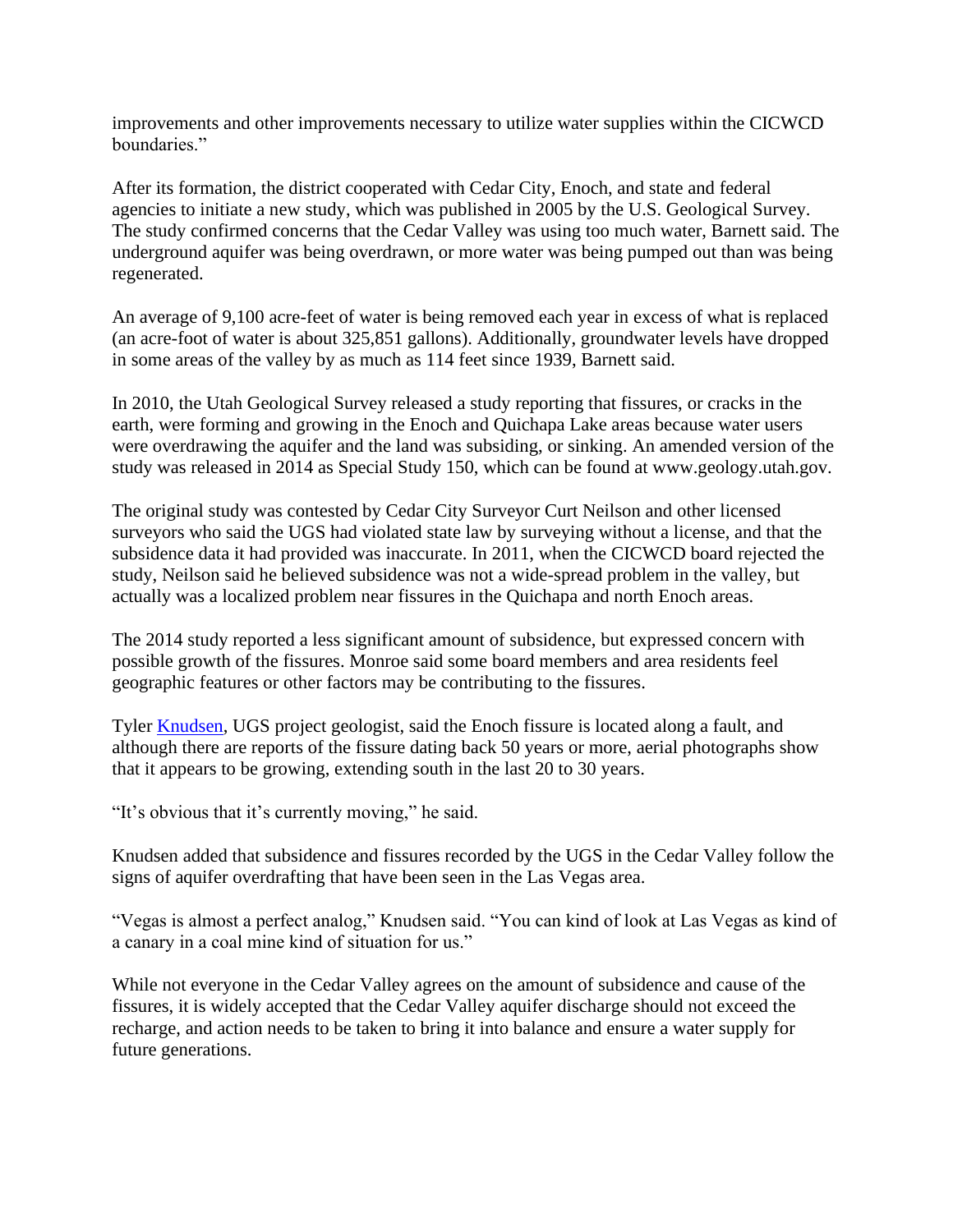improvements and other improvements necessary to utilize water supplies within the CICWCD boundaries."

After its formation, the district cooperated with Cedar City, Enoch, and state and federal agencies to initiate a new study, which was published in 2005 by the U.S. Geological Survey. The study confirmed concerns that the Cedar Valley was using too much water, Barnett said. The underground aquifer was being overdrawn, or more water was being pumped out than was being regenerated.

An average of 9,100 acre-feet of water is being removed each year in excess of what is replaced (an acre-foot of water is about 325,851 gallons). Additionally, groundwater levels have dropped in some areas of the valley by as much as 114 feet since 1939, Barnett said.

In 2010, the Utah Geological Survey released a study reporting that fissures, or cracks in the earth, were forming and growing in the Enoch and Quichapa Lake areas because water users were overdrawing the aquifer and the land was subsiding, or sinking. An amended version of the study was released in 2014 as Special Study 150, which can be found at www.geology.utah.gov.

The original study was contested by Cedar City Surveyor Curt Neilson and other licensed surveyors who said the UGS had violated state law by surveying without a license, and that the subsidence data it had provided was inaccurate. In 2011, when the CICWCD board rejected the study, Neilson said he believed subsidence was not a wide-spread problem in the valley, but actually was a localized problem near fissures in the Quichapa and north Enoch areas.

The 2014 study reported a less significant amount of subsidence, but expressed concern with possible growth of the fissures. Monroe said some board members and area residents feel geographic features or other factors may be contributing to the fissures.

Tyler Knudsen, UGS project geologist, said the Enoch fissure is located along a fault, and although there are reports of the fissure dating back 50 years or more, aerial photographs show that it appears to be growing, extending south in the last 20 to 30 years.

"It's obvious that it's currently moving," he said.

Knudsen added that subsidence and fissures recorded by the UGS in the Cedar Valley follow the signs of aquifer overdrafting that have been seen in the Las Vegas area.

"Vegas is almost a perfect analog," Knudsen said. "You can kind of look at Las Vegas as kind of a canary in a coal mine kind of situation for us."

While not everyone in the Cedar Valley agrees on the amount of subsidence and cause of the fissures, it is widely accepted that the Cedar Valley aquifer discharge should not exceed the recharge, and action needs to be taken to bring it into balance and ensure a water supply for future generations.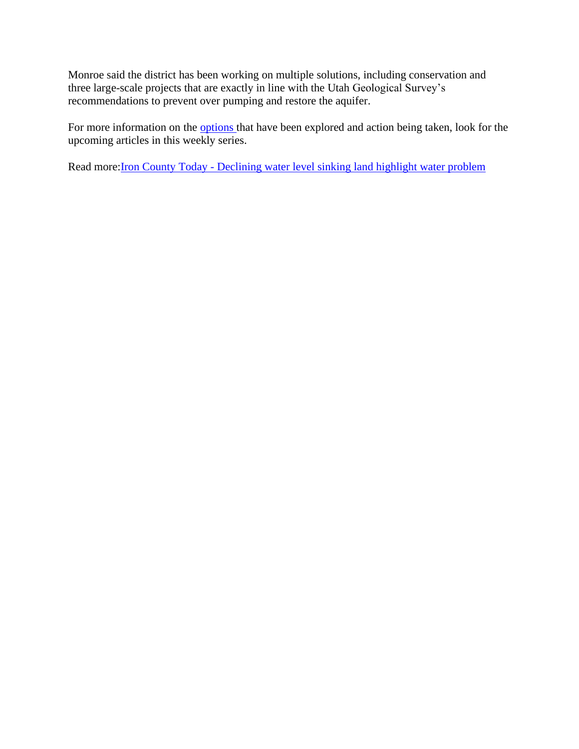Monroe said the district has been working on multiple solutions, including conservation and three large-scale projects that are exactly in line with the Utah Geological Survey's recommendations to prevent over pumping and restore the aquifer.

For more information on the options that have been explored and action being taken, look for the upcoming articles in this weekly series.

Read more:Iron County Today - Declining water level sinking land highlight water problem